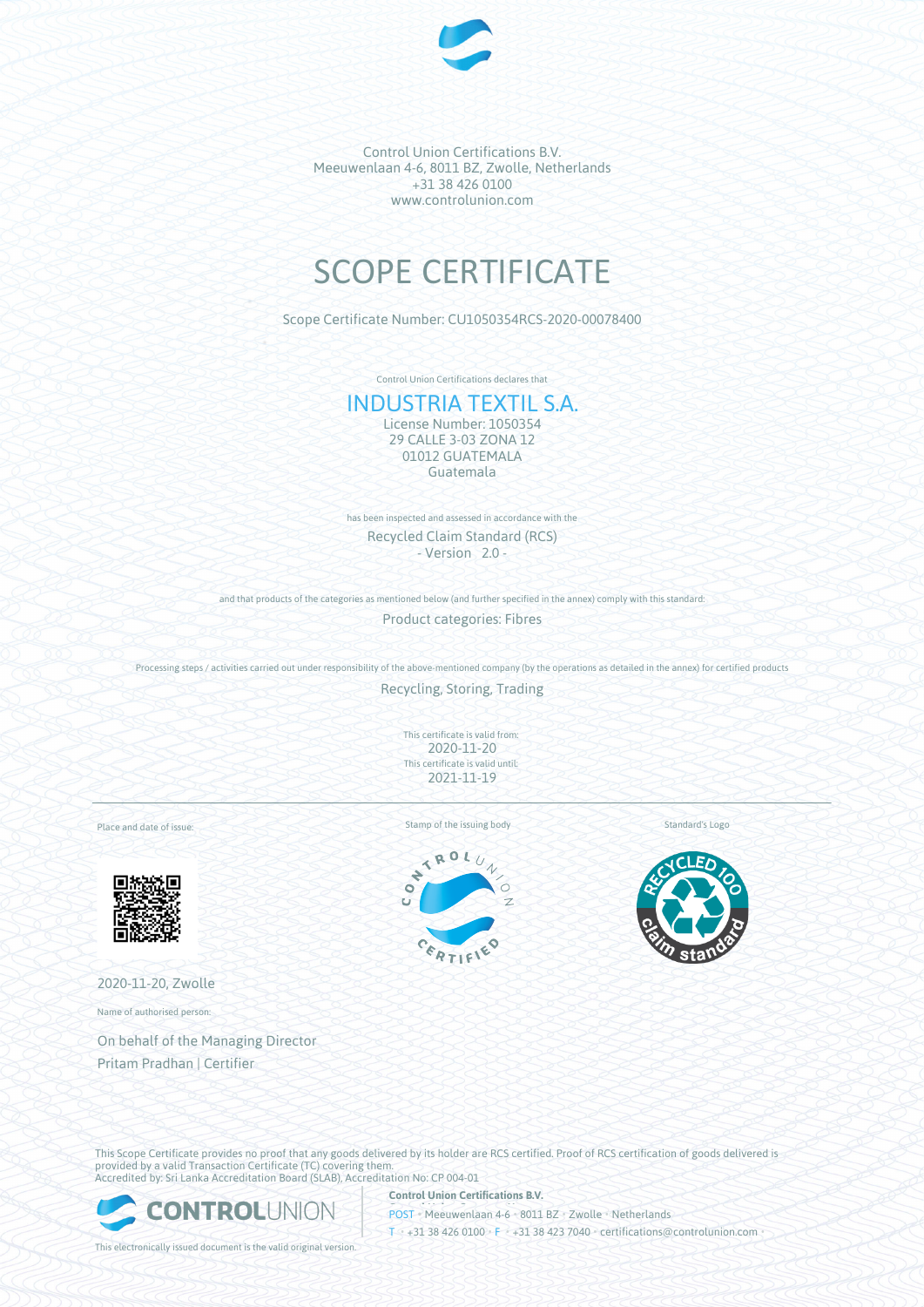Control Union Certifications B.V.
Meeuwenlaan 4-6, 8011 BZ, Zwolle, Netherlands
+31 38 426 0100
www.controlunion.com

# SCOPE CERTIFICATE

Scope Certificate Number: CU1050354RCS-2020-00078400

Control Union Certifications declares that

## INDUSTRIA TEXTIL S.A.

License Number: 1050354
29 CALLE 3-03 ZONA 12
01012 GUATEMALA
Guatemala

has been inspected and assessed in accordance with the

Recycled Claim Standard (RCS)
- Version 2.0 -

and that products of the categories as mentioned below (and further specified in the annex) comply with this standard:

Product categories: Fibres

Processing steps / activities carried out under responsibility of the above-mentioned company (by the operations as detailed in the annex) for certified products

Recycling, Storing, Trading

This certificate is valid from:
2020-11-20
This certificate is valid until:
2021-11-19

Place and date of issue:

Stamp of the issuing body

Standard's Logo

2020-11-20, Zwolle

Name of authorised person:

On behalf of the Managing Director
Pritam Pradhan | Certifier

This Scope Certificate provides no proof that any goods delivered by its holder are RCS certified. Proof of RCS certification of goods delivered is provided by a valid Transaction Certificate (TC) covering them.
Accredited by: Sri Lanka Accreditation Board (SLAB), Accreditation No: CP 004-01

**Control Union Certifications B.V.**
POST • Meeuwenlaan 4-6 • 8011 BZ • Zwolle • Netherlands
T • +31 38 426 0100 • F • +31 38 423 7040 • certifications@controlunion.com •

This electronically issued document is the valid original version.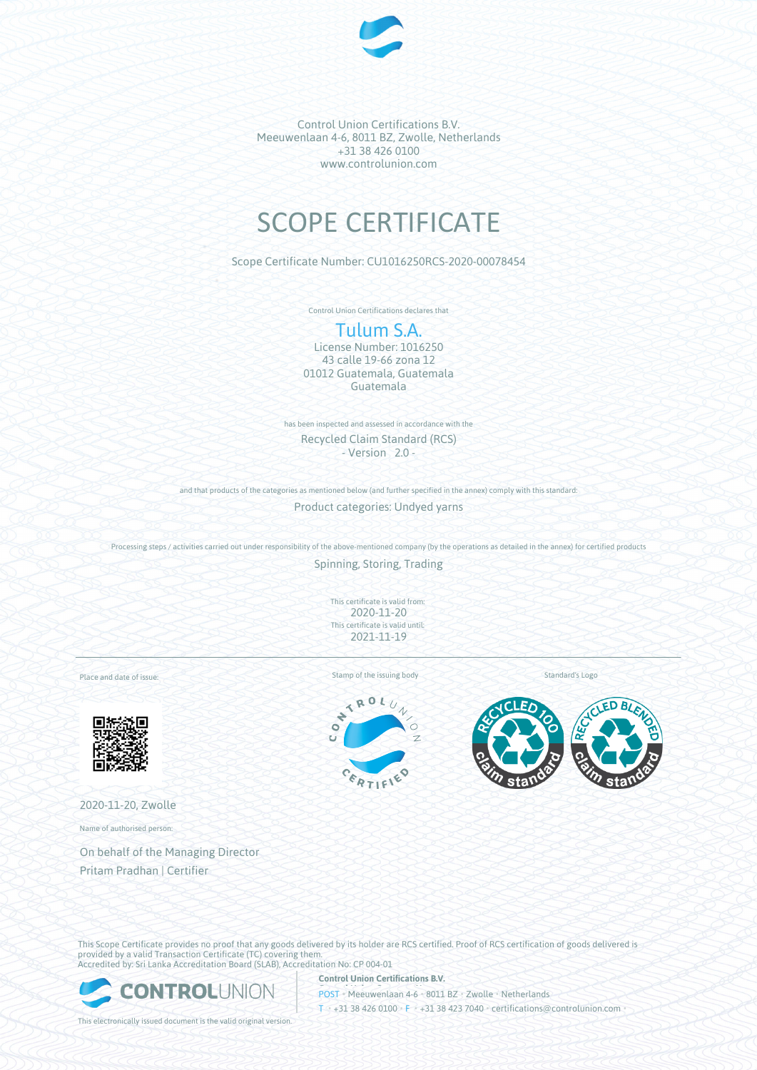Control Union Certifications B.V.
Meeuwenlaan 4-6, 8011 BZ, Zwolle, Netherlands
+31 38 426 0100
www.controlunion.com

# SCOPE CERTIFICATE

Scope Certificate Number: CU1016250RCS-2020-00078454

Control Union Certifications declares that

## Tulum S.A.

License Number: 1016250
43 calle 19-66 zona 12
01012 Guatemala, Guatemala
Guatemala

has been inspected and assessed in accordance with the

Recycled Claim Standard (RCS)
- Version 2.0 -

and that products of the categories as mentioned below (and further specified in the annex) comply with this standard:

Product categories: Undyed yarns

Processing steps / activities carried out under responsibility of the above-mentioned company (by the operations as detailed in the annex) for certified products

Spinning, Storing, Trading

This certificate is valid from:
2020-11-20
This certificate is valid until:
2021-11-19

Place and date of issue:

2020-11-20, Zwolle

Name of authorised person:

On behalf of the Managing Director
Pritam Pradhan | Certifier

Stamp of the issuing body

Standard's Logo

This Scope Certificate provides no proof that any goods delivered by its holder are RCS certified. Proof of RCS certification of goods delivered is provided by a valid Transaction Certificate (TC) covering them.
Accredited by: Sri Lanka Accreditation Board (SLAB), Accreditation No: CP 004-01

This electronically issued document is the valid original version.

**Control Union Certifications B.V.**
POST • Meeuwenlaan 4-6 • 8011 BZ • Zwolle • Netherlands
T • +31 38 426 0100 • F • +31 38 423 7040 • certifications@controlunion.com